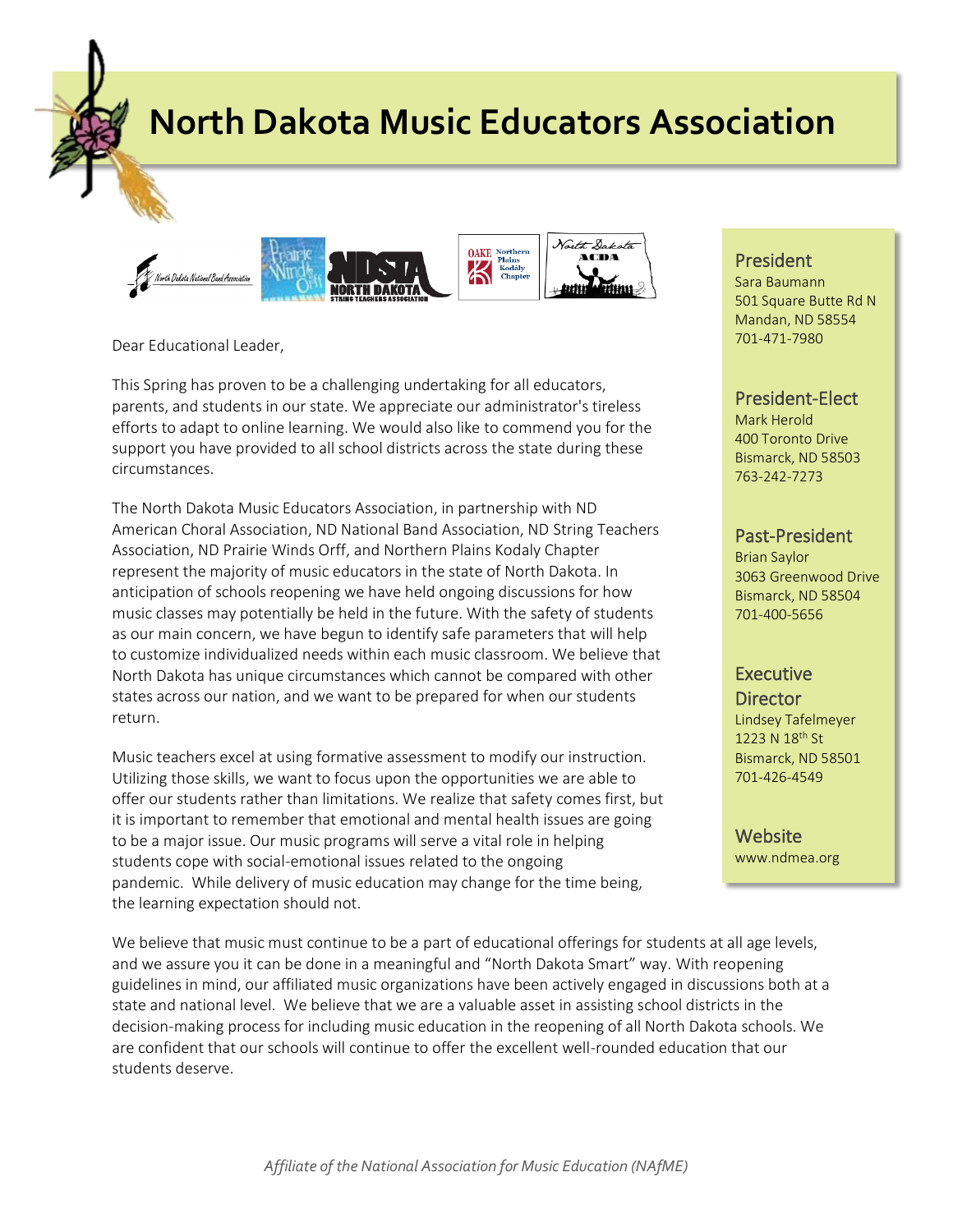# North Dakota Music Educators Association

Dear Educational Leader,

This Spring has proven to be a challenging undertaking for all educators, parents, and students in our state. We appreciate our administrator's tireless efforts to adapt to online learning. We would also like to commend you for the support you have provided to all school districts across the state during these circumstances.

The North Dakota Music Educators Association, in partnership with ND American Choral Association, ND National Band Association, ND String Teachers Association, ND Prairie Winds Orff, and Northern Plains Kodaly Chapter represent the majority of music educators in the state of North Dakota. In anticipation of schools reopening we have held ongoing discussions for how music classes may potentially be held in the future. With the safety of students as our main concern, we have begun to identify safe parameters that will help to customize individualized needs within each music classroom. We believe that North Dakota has unique circumstances which cannot be compared with other states across our nation, and we want to be prepared for when our students return.

Music teachers excel at using formative assessment to modify our instruction. Utilizing those skills, we want to focus upon the opportunities we are able to offer our students rather than limitations. We realize that safety comes first, but it is important to remember that emotional and mental health issues are going to be a major issue. Our music programs will serve a vital role in helping students cope with social-emotional issues related to the ongoing pandemic. While delivery of music education may change for the time being, the learning expectation should not.

We believe that music must continue to be a part of educational offerings for students at all age levels, and we assure you it can be done in a meaningful and "North Dakota Smart" way. With reopening guidelines in mind, our affiliated music organizations have been actively engaged in discussions both at a state and national level. We believe that we are a valuable asset in assisting school districts in the decision-making process for including music education in the reopening of all North Dakota schools. We are confident that our schools will continue to offer the excellent well-rounded education that our students deserve.

**President**
Sara Baumann
501 Square Butte Rd N
Mandan, ND 58554
701-471-7980

**President-Elect**
Mark Herold
400 Toronto Drive
Bismarck, ND 58503
763-242-7273

**Past-President**
Brian Saylor
3063 Greenwood Drive
Bismarck, ND 58504
701-400-5656

**Executive Director**
Lindsey Tafelmeyer
1223 N 18th St
Bismarck, ND 58501
701-426-4549

**Website**
www.ndmea.org

*Affiliate of the National Association for Music Education (NAfME)*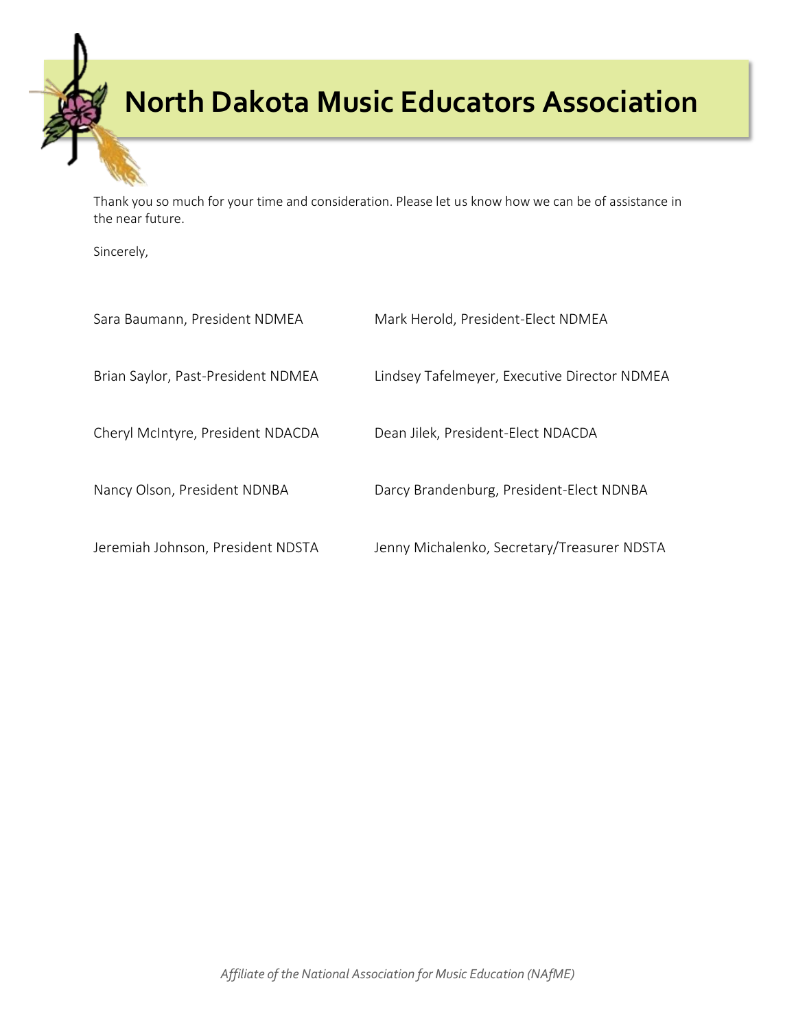# North Dakota Music Educators Association

Thank you so much for your time and consideration. Please let us know how we can be of assistance in the near future.

Sincerely,

Sara Baumann, President NDMEA

Mark Herold, President-Elect NDMEA

Brian Saylor, Past-President NDMEA

Lindsey Tafelmeyer, Executive Director NDMEA

Cheryl McIntyre, President NDACDA

Dean Jilek, President-Elect NDACDA

Nancy Olson, President NDNBA

Darcy Brandenburg, President-Elect NDNBA

Jeremiah Johnson, President NDSTA

Jenny Michalenko, Secretary/Treasurer NDSTA

*Affiliate of the National Association for Music Education (NAfME)*